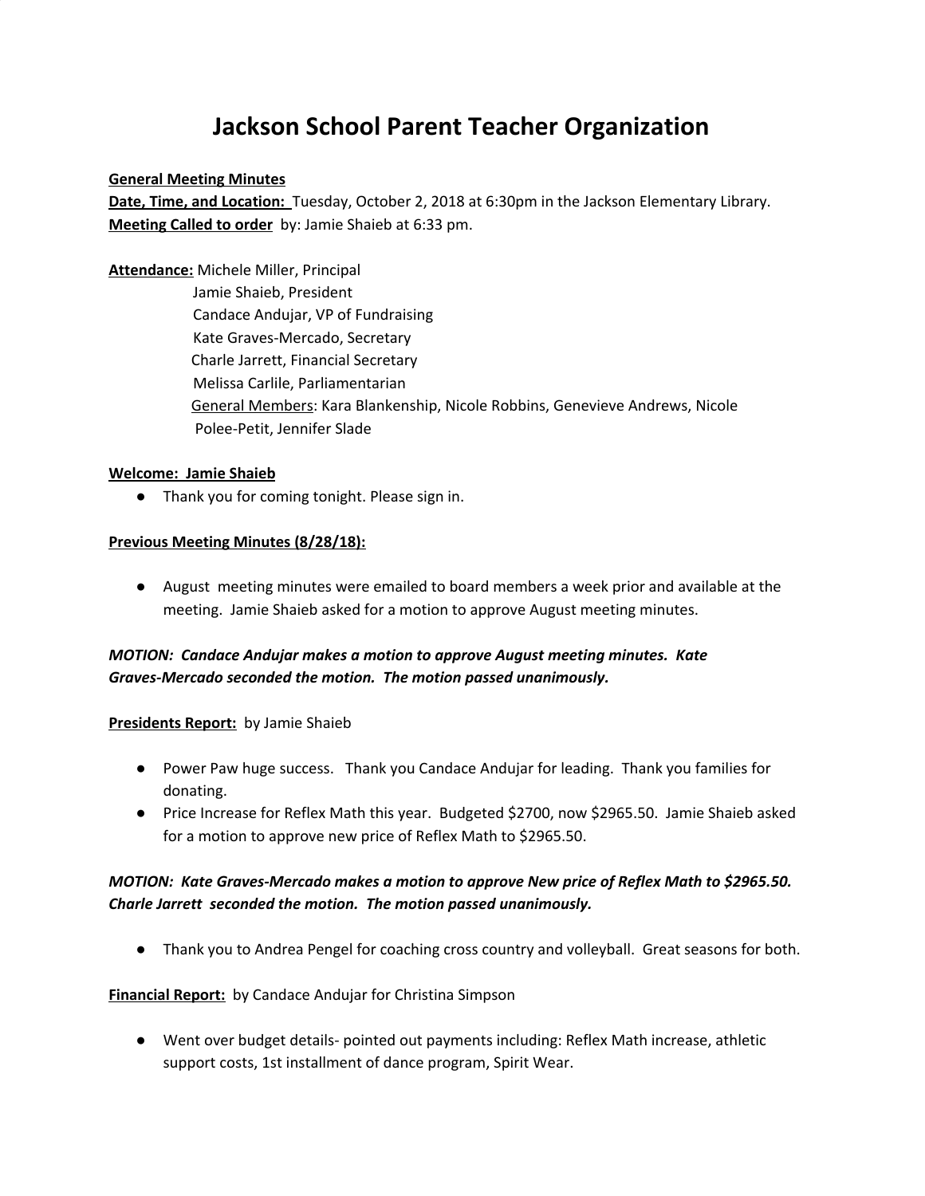# Jackson School Parent Teacher Organization

**General Meeting Minutes**

**Date, Time, and Location:** Tuesday, October 2, 2018 at 6:30pm in the Jackson Elementary Library.

**Meeting Called to order** by: Jamie Shaieb at 6:33 pm.

**Attendance:** Michele Miller, Principal
Jamie Shaieb, President
Candace Andujar, VP of Fundraising
Kate Graves-Mercado, Secretary
Charle Jarrett, Financial Secretary
Melissa Carlile, Parliamentarian
General Members: Kara Blankenship, Nicole Robbins, Genevieve Andrews, Nicole Polee-Petit, Jennifer Slade

**Welcome: Jamie Shaieb**

- Thank you for coming tonight. Please sign in.

**Previous Meeting Minutes (8/28/18):**

- August meeting minutes were emailed to board members a week prior and available at the meeting. Jamie Shaieb asked for a motion to approve August meeting minutes.

***MOTION: Candace Andujar makes a motion to approve August meeting minutes. Kate Graves-Mercado seconded the motion. The motion passed unanimously.***

**Presidents Report:** by Jamie Shaieb

- Power Paw huge success. Thank you Candace Andujar for leading. Thank you families for donating.
- Price Increase for Reflex Math this year. Budgeted $2700, now $2965.50. Jamie Shaieb asked for a motion to approve new price of Reflex Math to $2965.50.

***MOTION: Kate Graves-Mercado makes a motion to approve New price of Reflex Math to $2965.50. Charle Jarrett seconded the motion. The motion passed unanimously.***

- Thank you to Andrea Pengel for coaching cross country and volleyball. Great seasons for both.

**Financial Report:** by Candace Andujar for Christina Simpson

- Went over budget details- pointed out payments including: Reflex Math increase, athletic support costs, 1st installment of dance program, Spirit Wear.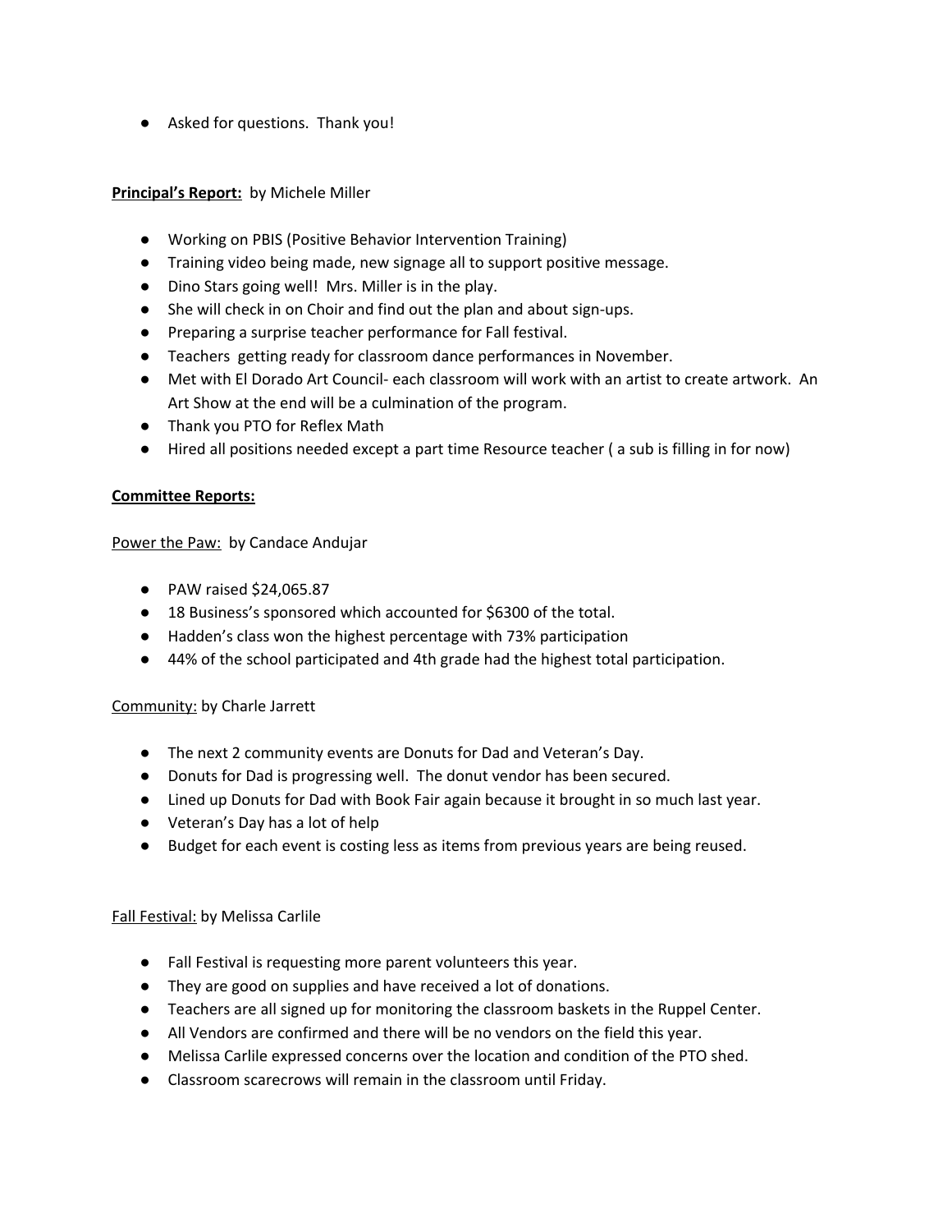- Asked for questions.  Thank you!

**Principal's Report:** by Michele Miller

- Working on PBIS (Positive Behavior Intervention Training)
- Training video being made, new signage all to support positive message.
- Dino Stars going well!  Mrs. Miller is in the play.
- She will check in on Choir and find out the plan and about sign-ups.
- Preparing a surprise teacher performance for Fall festival.
- Teachers  getting ready for classroom dance performances in November.
- Met with El Dorado Art Council- each classroom will work with an artist to create artwork.  An Art Show at the end will be a culmination of the program.
- Thank you PTO for Reflex Math
- Hired all positions needed except a part time Resource teacher ( a sub is filling in for now)

**Committee Reports:**

Power the Paw: by Candace Andujar

- PAW raised $24,065.87
- 18 Business's sponsored which accounted for $6300 of the total.
- Hadden's class won the highest percentage with 73% participation
- 44% of the school participated and 4th grade had the highest total participation.

Community: by Charle Jarrett

- The next 2 community events are Donuts for Dad and Veteran's Day.
- Donuts for Dad is progressing well.  The donut vendor has been secured.
- Lined up Donuts for Dad with Book Fair again because it brought in so much last year.
- Veteran's Day has a lot of help
- Budget for each event is costing less as items from previous years are being reused.

Fall Festival: by Melissa Carlile

- Fall Festival is requesting more parent volunteers this year.
- They are good on supplies and have received a lot of donations.
- Teachers are all signed up for monitoring the classroom baskets in the Ruppel Center.
- All Vendors are confirmed and there will be no vendors on the field this year.
- Melissa Carlile expressed concerns over the location and condition of the PTO shed.
- Classroom scarecrows will remain in the classroom until Friday.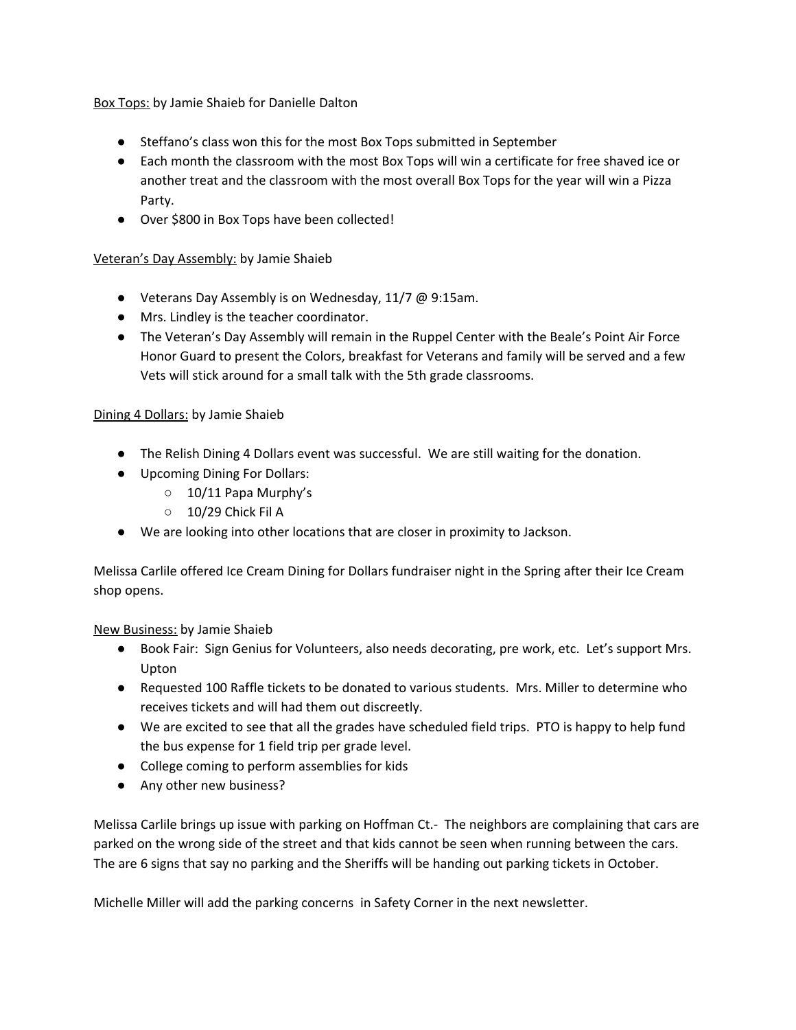<u>Box Tops:</u> by Jamie Shaieb for Danielle Dalton

- Steffano's class won this for the most Box Tops submitted in September
- Each month the classroom with the most Box Tops will win a certificate for free shaved ice or another treat and the classroom with the most overall Box Tops for the year will win a Pizza Party.
- Over $800 in Box Tops have been collected!

<u>Veteran's Day Assembly:</u> by Jamie Shaieb

- Veterans Day Assembly is on Wednesday, 11/7 @ 9:15am.
- Mrs. Lindley is the teacher coordinator.
- The Veteran's Day Assembly will remain in the Ruppel Center with the Beale's Point Air Force Honor Guard to present the Colors, breakfast for Veterans and family will be served and a few Vets will stick around for a small talk with the 5th grade classrooms.

<u>Dining 4 Dollars:</u> by Jamie Shaieb

- The Relish Dining 4 Dollars event was successful. We are still waiting for the donation.
- Upcoming Dining For Dollars:
    - 10/11 Papa Murphy's
    - 10/29 Chick Fil A
- We are looking into other locations that are closer in proximity to Jackson.

Melissa Carlile offered Ice Cream Dining for Dollars fundraiser night in the Spring after their Ice Cream shop opens.

<u>New Business:</u> by Jamie Shaieb

- Book Fair: Sign Genius for Volunteers, also needs decorating, pre work, etc. Let's support Mrs. Upton
- Requested 100 Raffle tickets to be donated to various students. Mrs. Miller to determine who receives tickets and will had them out discreetly.
- We are excited to see that all the grades have scheduled field trips. PTO is happy to help fund the bus expense for 1 field trip per grade level.
- College coming to perform assemblies for kids
- Any other new business?

Melissa Carlile brings up issue with parking on Hoffman Ct.- The neighbors are complaining that cars are parked on the wrong side of the street and that kids cannot be seen when running between the cars. The are 6 signs that say no parking and the Sheriffs will be handing out parking tickets in October.

Michelle Miller will add the parking concerns in Safety Corner in the next newsletter.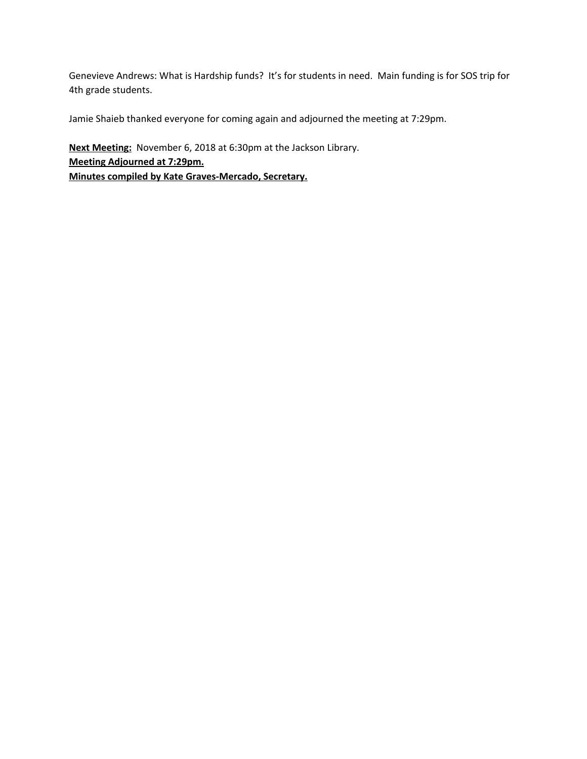Genevieve Andrews: What is Hardship funds? It's for students in need. Main funding is for SOS trip for 4th grade students.

Jamie Shaieb thanked everyone for coming again and adjourned the meeting at 7:29pm.

**Next Meeting:** November 6, 2018 at 6:30pm at the Jackson Library.
**Meeting Adjourned at 7:29pm.**
**Minutes compiled by Kate Graves-Mercado, Secretary.**